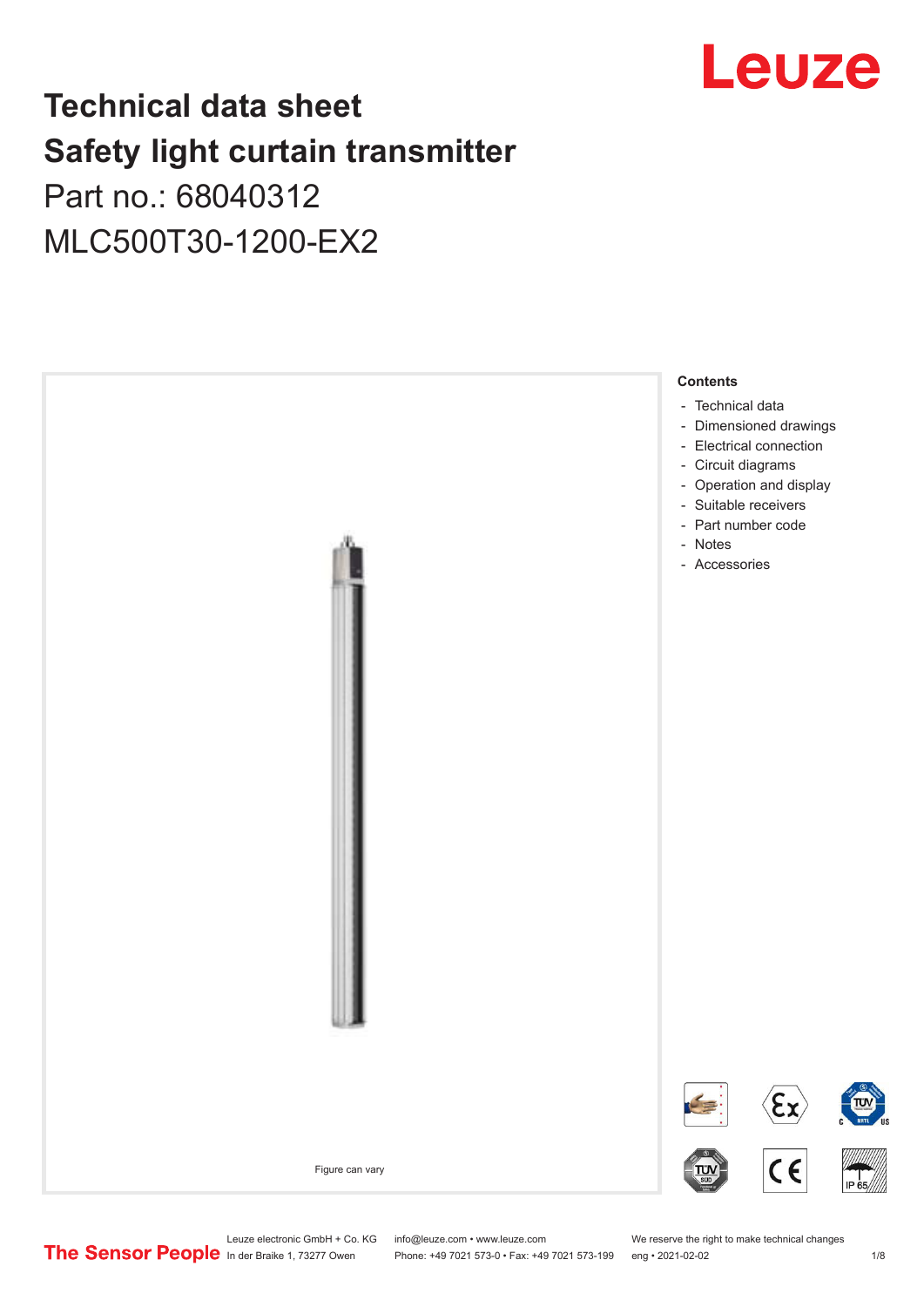# Technical data sheet
# Safety light curtain transmitter

Part no.: 68040312

MLC500T30-1200-EX2

Figure can vary

**Contents**

- Technical data
- Dimensioned drawings
- Electrical connection
- Circuit diagrams
- Operation and display
- Suitable receivers
- Part number code
- Notes
- Accessories

Leuze electronic GmbH + Co. KG
In der Braike 1, 73277 Owen

info@leuze.com • www.leuze.com
Phone: +49 7021 573-0 • Fax: +49 7021 573-199

We reserve the right to make technical changes
eng • 2021-02-02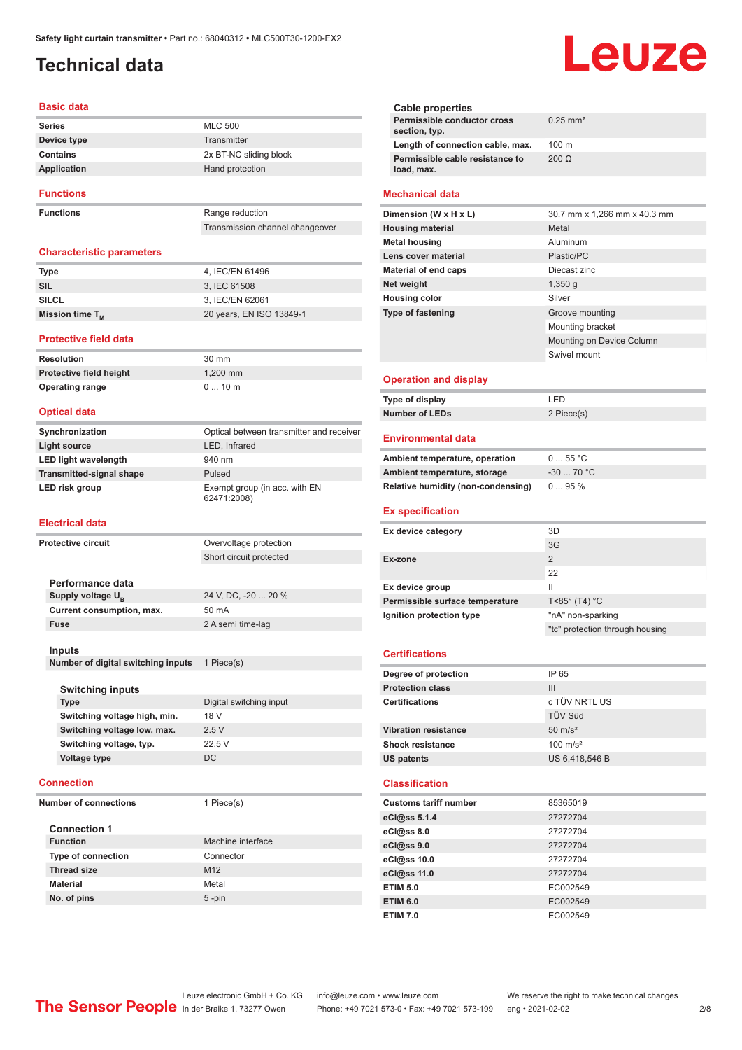# Technical data

## Basic data

| | |
|---|---|
| **Series** | MLC 500 |
| **Device type** | Transmitter |
| **Contains** | 2x BT-NC sliding block |
| **Application** | Hand protection |

## Functions

| | |
|---|---|
| **Functions** | Range reduction |
| | Transmission channel changeover |

## Characteristic parameters

| | |
|---|---|
| **Type** | 4, IEC/EN 61496 |
| **SIL** | 3, IEC 61508 |
| **SILCL** | 3, IEC/EN 62061 |
| **Mission time $T_M$** | 20 years, EN ISO 13849-1 |

## Protective field data

| | |
|---|---|
| **Resolution** | 30 mm |
| **Protective field height** | 1,200 mm |
| **Operating range** | 0 ... 10 m |

## Optical data

| | |
|---|---|
| **Synchronization** | Optical between transmitter and receiver |
| **Light source** | LED, Infrared |
| **LED light wavelength** | 940 nm |
| **Transmitted-signal shape** | Pulsed |
| **LED risk group** | Exempt group (in acc. with EN 62471:2008) |

## Electrical data

| | |
|---|---|
| **Protective circuit** | Overvoltage protection |
| | Short circuit protected |

### Performance data

| | |
|---|---|
| **Supply voltage $U_B$** | 24 V, DC, -20 ... 20 % |
| **Current consumption, max.** | 50 mA |
| **Fuse** | 2 A semi time-lag |

### Inputs

| | |
|---|---|
| **Number of digital switching inputs** | 1 Piece(s) |

#### Switching inputs

| | |
|---|---|
| **Type** | Digital switching input |
| **Switching voltage high, min.** | 18 V |
| **Switching voltage low, max.** | 2.5 V |
| **Switching voltage, typ.** | 22.5 V |
| **Voltage type** | DC |

## Connection

| | |
|---|---|
| **Number of connections** | 1 Piece(s) |

### Connection 1

| | |
|---|---|
| **Function** | Machine interface |
| **Type of connection** | Connector |
| **Thread size** | M12 |
| **Material** | Metal |
| **No. of pins** | 5 -pin |

### Cable properties

| | |
|---|---|
| **Permissible conductor cross section, typ.** | 0.25 mm² |
| **Length of connection cable, max.** | 100 m |
| **Permissible cable resistance to load, max.** | 200 Ω |

## Mechanical data

| | |
|---|---|
| **Dimension (W x H x L)** | 30.7 mm x 1,266 mm x 40.3 mm |
| **Housing material** | Metal |
| **Metal housing** | Aluminum |
| **Lens cover material** | Plastic/PC |
| **Material of end caps** | Diecast zinc |
| **Net weight** | 1,350 g |
| **Housing color** | Silver |
| **Type of fastening** | Groove mounting |
| | Mounting bracket |
| | Mounting on Device Column |
| | Swivel mount |

## Operation and display

| | |
|---|---|
| **Type of display** | LED |
| **Number of LEDs** | 2 Piece(s) |

## Environmental data

| | |
|---|---|
| **Ambient temperature, operation** | 0 ... 55 °C |
| **Ambient temperature, storage** | -30 ... 70 °C |
| **Relative humidity (non-condensing)** | 0 ... 95 % |

## Ex specification

| | |
|---|---|
| **Ex device category** | 3D |
| | 3G |
| **Ex-zone** | 2 |
| | 22 |
| **Ex device group** | II |
| **Permissible surface temperature** | T<85° (T4) °C |
| **Ignition protection type** | "nA" non-sparking |
| | "tc" protection through housing |

## Certifications

| | |
|---|---|
| **Degree of protection** | IP 65 |
| **Protection class** | III |
| **Certifications** | c TÜV NRTL US |
| | TÜV Süd |
| **Vibration resistance** | 50 m/s² |
| **Shock resistance** | 100 m/s² |
| **US patents** | US 6,418,546 B |

## Classification

| | |
|---|---|
| **Customs tariff number** | 85365019 |
| **eCl@ss 5.1.4** | 27272704 |
| **eCl@ss 8.0** | 27272704 |
| **eCl@ss 9.0** | 27272704 |
| **eCl@ss 10.0** | 27272704 |
| **eCl@ss 11.0** | 27272704 |
| **ETIM 5.0** | EC002549 |
| **ETIM 6.0** | EC002549 |
| **ETIM 7.0** | EC002549 |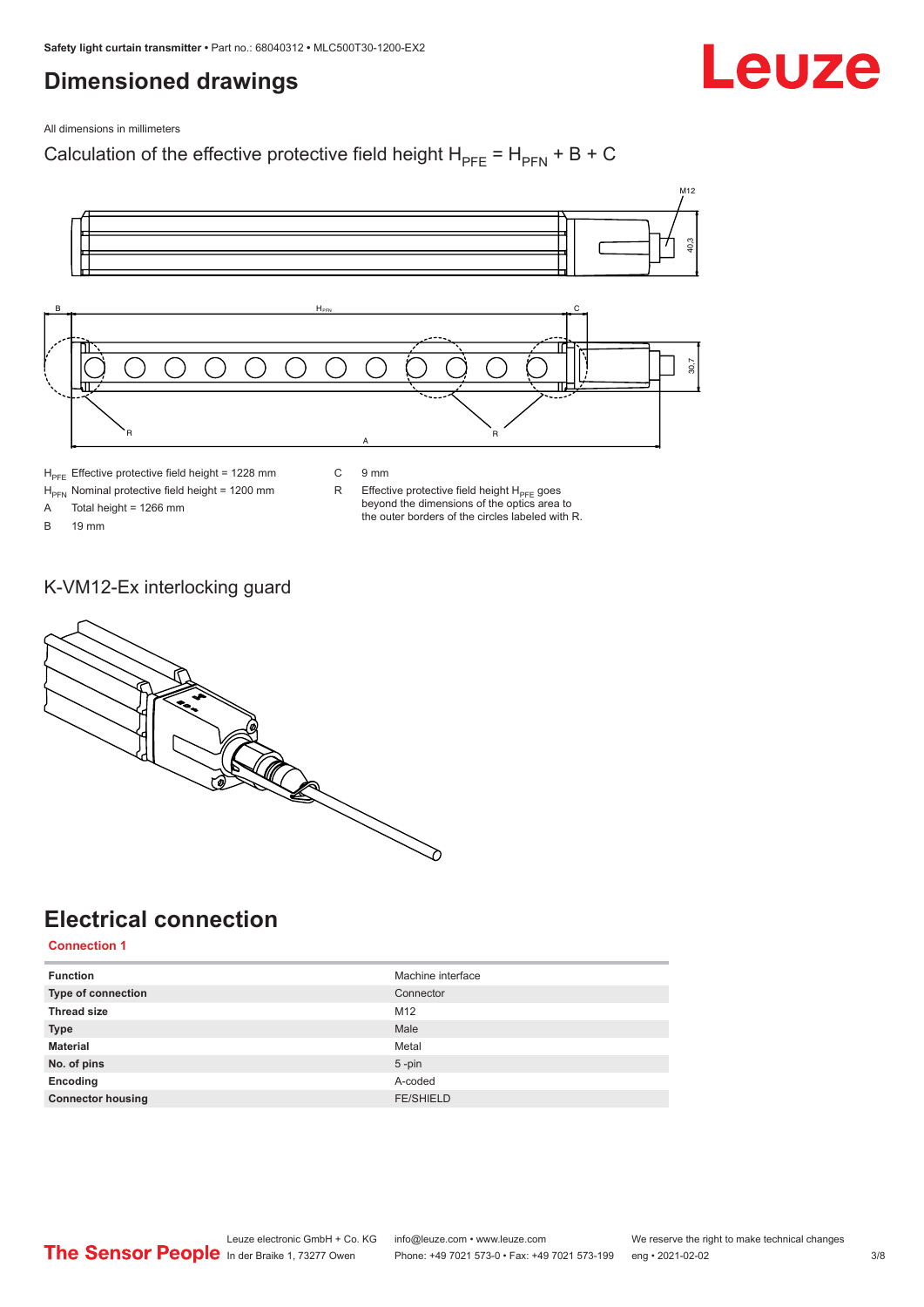# Dimensioned drawings

All dimensions in millimeters

Calculation of the effective protective field height $H_{PFE} = H_{PFN} + B + C$

$H_{PFE}$ Effective protective field height = 1228 mm
$H_{PFN}$ Nominal protective field height = 1200 mm
A Total height = 1266 mm
B 19 mm
C 9 mm
R Effective protective field height $H_{PFE}$ goes beyond the dimensions of the optics area to the outer borders of the circles labeled with R.

## K-VM12-Ex interlocking guard

# Electrical connection

**Connection 1**

| Function | Machine interface |
|---|---|
| **Type of connection** | Connector |
| **Thread size** | M12 |
| **Type** | Male |
| **Material** | Metal |
| **No. of pins** | 5 -pin |
| **Encoding** | A-coded |
| **Connector housing** | FE/SHIELD |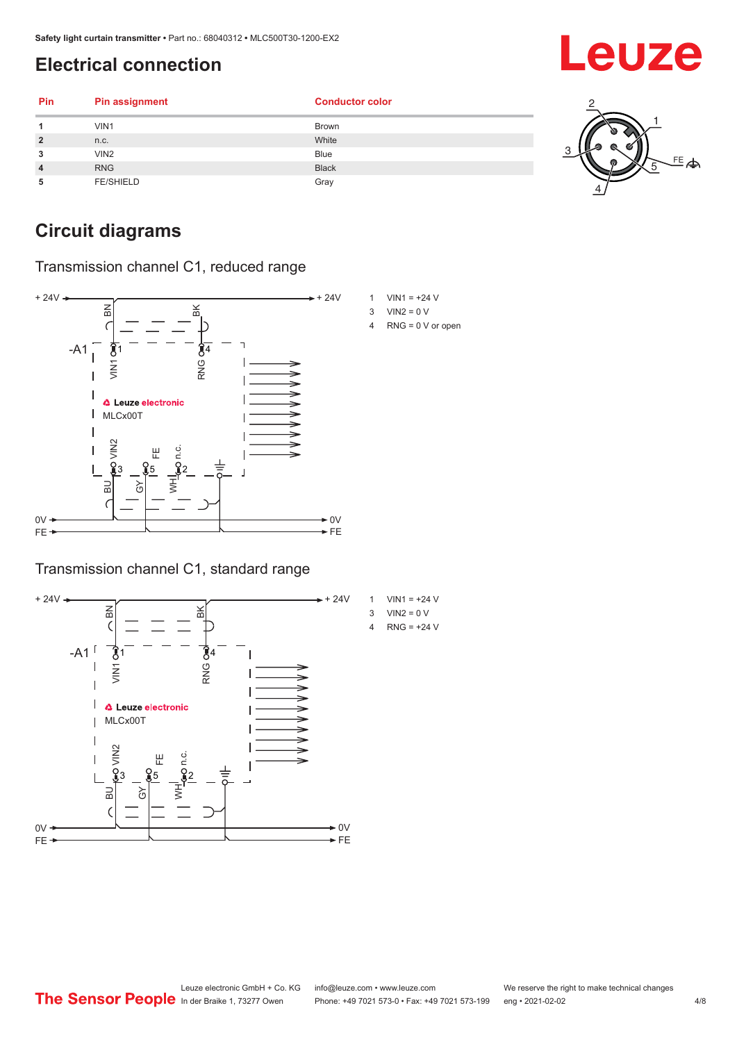## Electrical connection

| Pin | Pin assignment | Conductor color |
|---|---|---|
| 1 | VIN1 | Brown |
| 2 | n.c. | White |
| 3 | VIN2 | Blue |
| 4 | RNG | Black |
| 5 | FE/SHIELD | Gray |

## Circuit diagrams

### Transmission channel C1, reduced range

1 VIN1 = +24 V
3 VIN2 = 0 V
4 RNG = 0 V or open

### Transmission channel C1, standard range

1 VIN1 = +24 V
3 VIN2 = 0 V
4 RNG = +24 V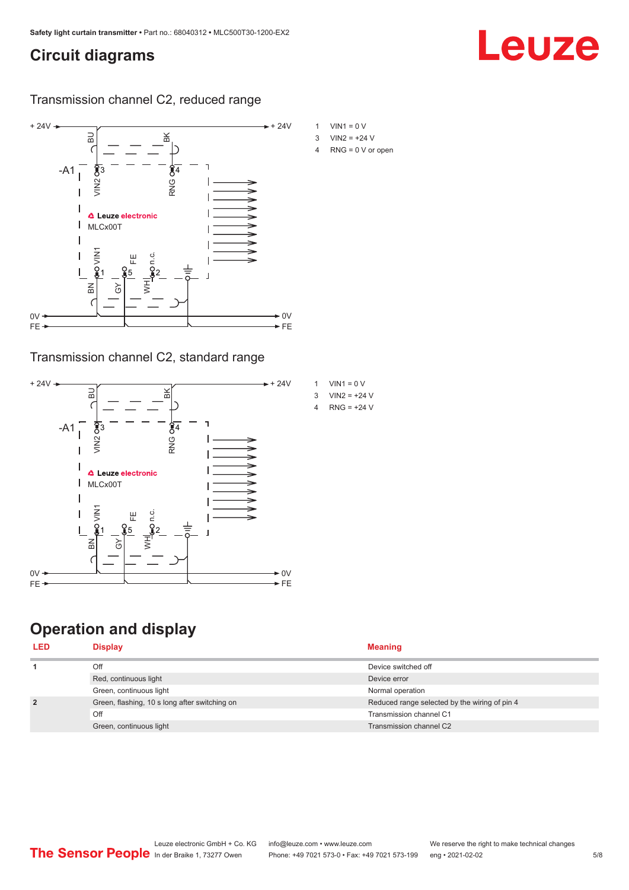# Circuit diagrams

## Transmission channel C2, reduced range

1 VIN1 = 0 V
3 VIN2 = +24 V
4 RNG = 0 V or open

## Transmission channel C2, standard range

1 VIN1 = 0 V
3 VIN2 = +24 V
4 RNG = +24 V

# Operation and display

| LED | Display | Meaning |
|---|---|---|
| 1 | Off | Device switched off |
| | Red, continuous light | Device error |
| | Green, continuous light | Normal operation |
| 2 | Green, flashing, 10 s long after switching on | Reduced range selected by the wiring of pin 4 |
| | Off | Transmission channel C1 |
| | Green, continuous light | Transmission channel C2 |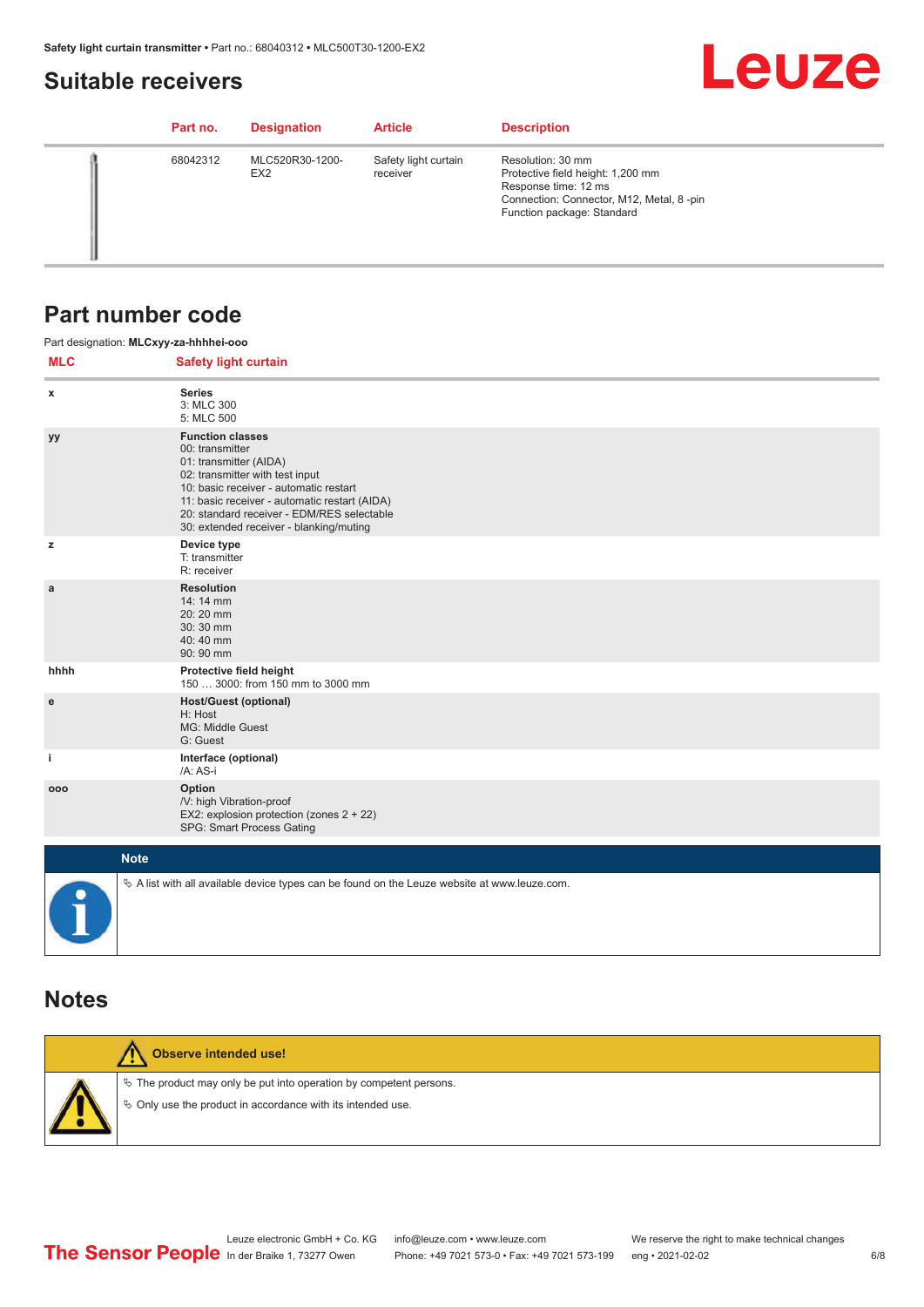## Suitable receivers

| Part no. | Designation | Article | Description |
|---|---|---|---|
| 68042312 | MLC520R30-1200-EX2 | Safety light curtain receiver | Resolution: 30 mm<br>Protective field height: 1,200 mm<br>Response time: 12 ms<br>Connection: Connector, M12, Metal, 8 -pin<br>Function package: Standard |

## Part number code

Part designation: **MLCxyy-za-hhhhei-ooo**

| MLC | Safety light curtain |
|---|---|
| x | **Series**<br>3: MLC 300<br>5: MLC 500 |
| yy | **Function classes**<br>00: transmitter<br>01: transmitter (AIDA)<br>02: transmitter with test input<br>10: basic receiver - automatic restart<br>11: basic receiver - automatic restart (AIDA)<br>20: standard receiver - EDM/RES selectable<br>30: extended receiver - blanking/muting |
| z | **Device type**<br>T: transmitter<br>R: receiver |
| a | **Resolution**<br>14: 14 mm<br>20: 20 mm<br>30: 30 mm<br>40: 40 mm<br>90: 90 mm |
| hhhh | **Protective field height**<br>150 … 3000: from 150 mm to 3000 mm |
| e | **Host/Guest (optional)**<br>H: Host<br>MG: Middle Guest<br>G: Guest |
| i | **Interface (optional)**<br>/A: AS-i |
| ooo | **Option**<br>/V: high Vibration-proof<br>EX2: explosion protection (zones 2 + 22)<br>SPG: Smart Process Gating |

**Note**

- A list with all available device types can be found on the Leuze website at www.leuze.com.

## Notes

**Observe intended use!**

- The product may only be put into operation by competent persons.
- Only use the product in accordance with its intended use.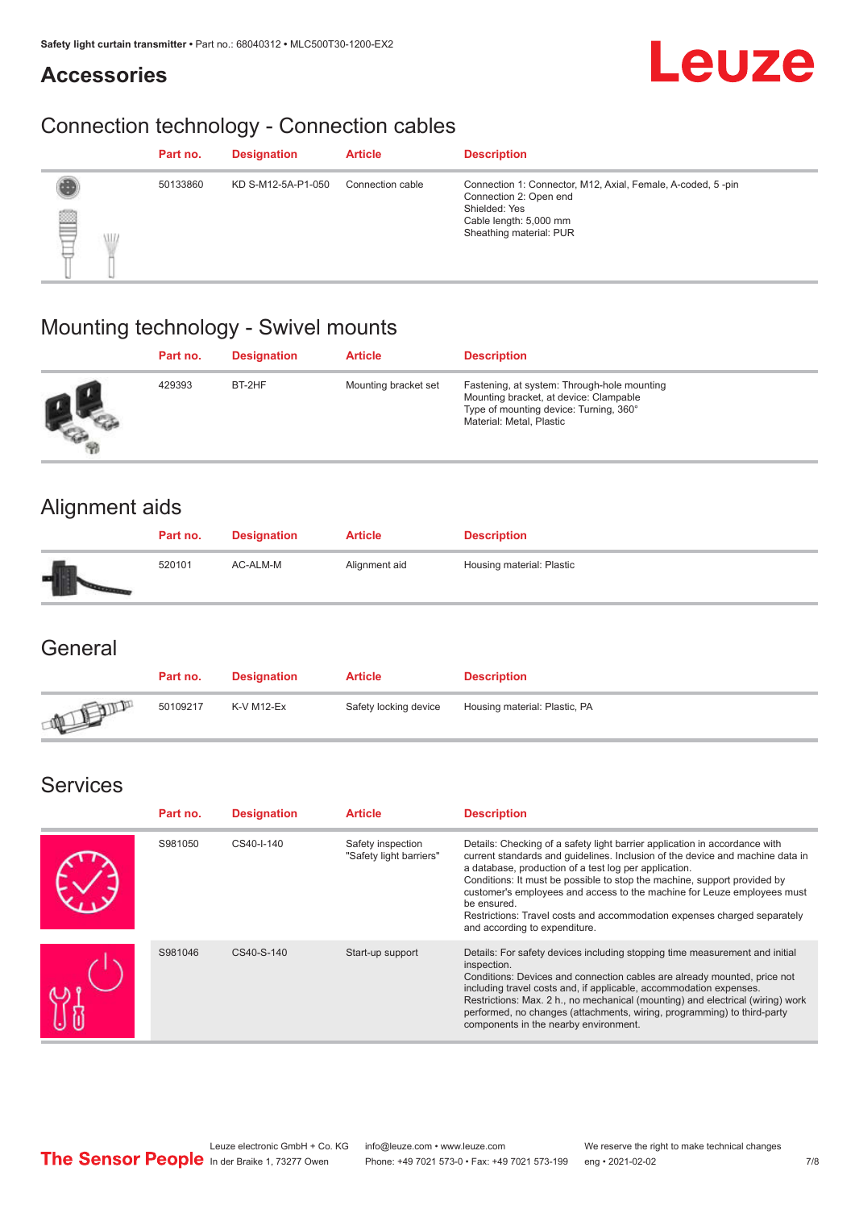## Accessories

### Connection technology - Connection cables

| | Part no. | Designation | Article | Description |
|---|---|---|---|---|
| | 50133860 | KD S-M12-5A-P1-050 | Connection cable | Connection 1: Connector, M12, Axial, Female, A-coded, 5 -pin<br>Connection 2: Open end<br>Shielded: Yes<br>Cable length: 5,000 mm<br>Sheathing material: PUR |

### Mounting technology - Swivel mounts

| | Part no. | Designation | Article | Description |
|---|---|---|---|---|
| | 429393 | BT-2HF | Mounting bracket set | Fastening, at system: Through-hole mounting<br>Mounting bracket, at device: Clampable<br>Type of mounting device: Turning, 360°<br>Material: Metal, Plastic |

### Alignment aids

| | Part no. | Designation | Article | Description |
|---|---|---|---|---|
| | 520101 | AC-ALM-M | Alignment aid | Housing material: Plastic |

### General

| | Part no. | Designation | Article | Description |
|---|---|---|---|---|
| | 50109217 | K-V M12-Ex | Safety locking device | Housing material: Plastic, PA |

### Services

| | Part no. | Designation | Article | Description |
|---|---|---|---|---|
| | S981050 | CS40-I-140 | Safety inspection "Safety light barriers" | Details: Checking of a safety light barrier application in accordance with current standards and guidelines. Inclusion of the device and machine data in a database, production of a test log per application.<br>Conditions: It must be possible to stop the machine, support provided by customer's employees and access to the machine for Leuze employees must be ensured.<br>Restrictions: Travel costs and accommodation expenses charged separately and according to expenditure. |
| | S981046 | CS40-S-140 | Start-up support | Details: For safety devices including stopping time measurement and initial inspection.<br>Conditions: Devices and connection cables are already mounted, price not including travel costs and, if applicable, accommodation expenses.<br>Restrictions: Max. 2 h., no mechanical (mounting) and electrical (wiring) work performed, no changes (attachments, wiring, programming) to third-party components in the nearby environment. |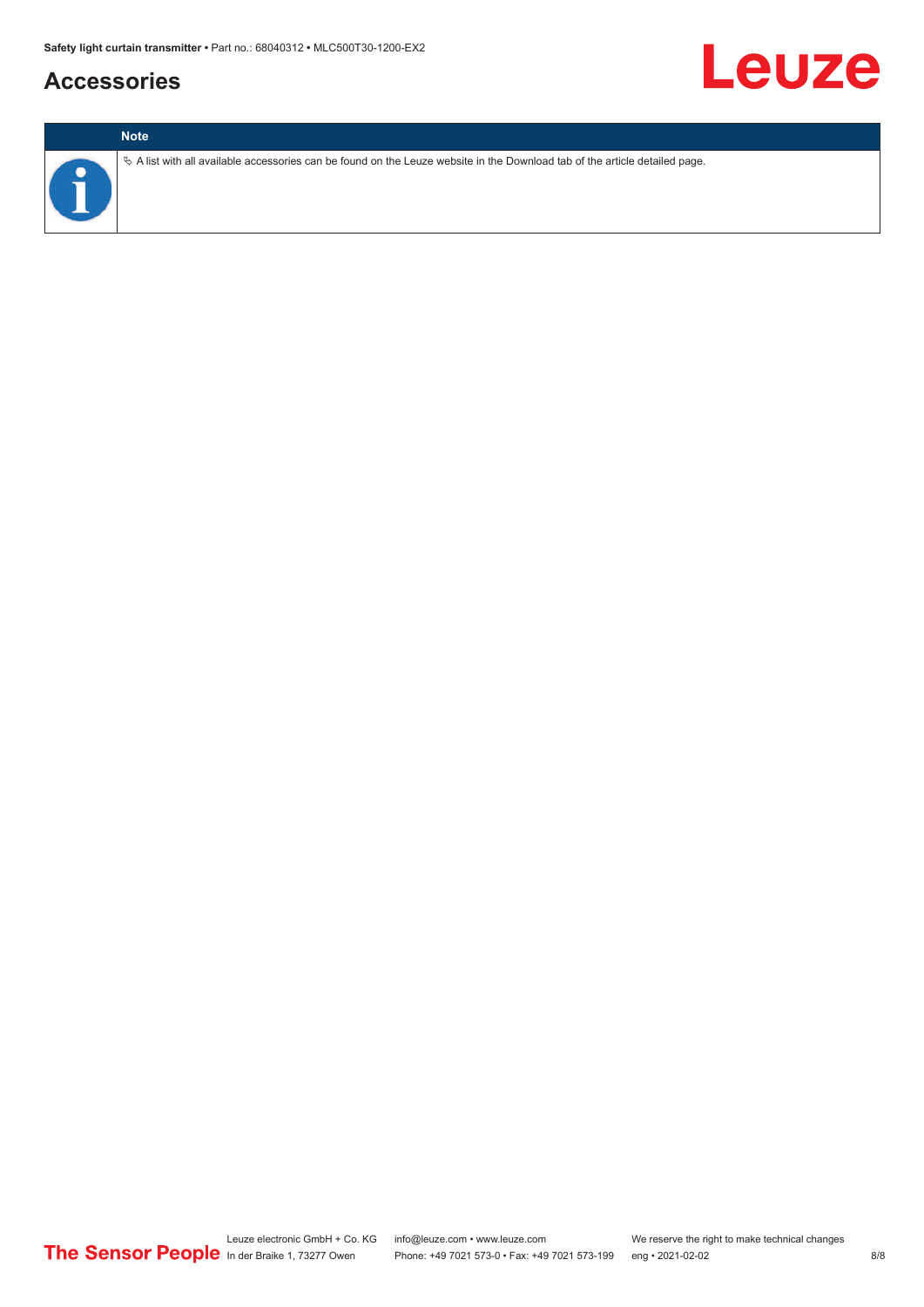## Accessories

| | Note |
| --- | --- |
| | ✎ A list with all available accessories can be found on the Leuze website in the Download tab of the article detailed page. |